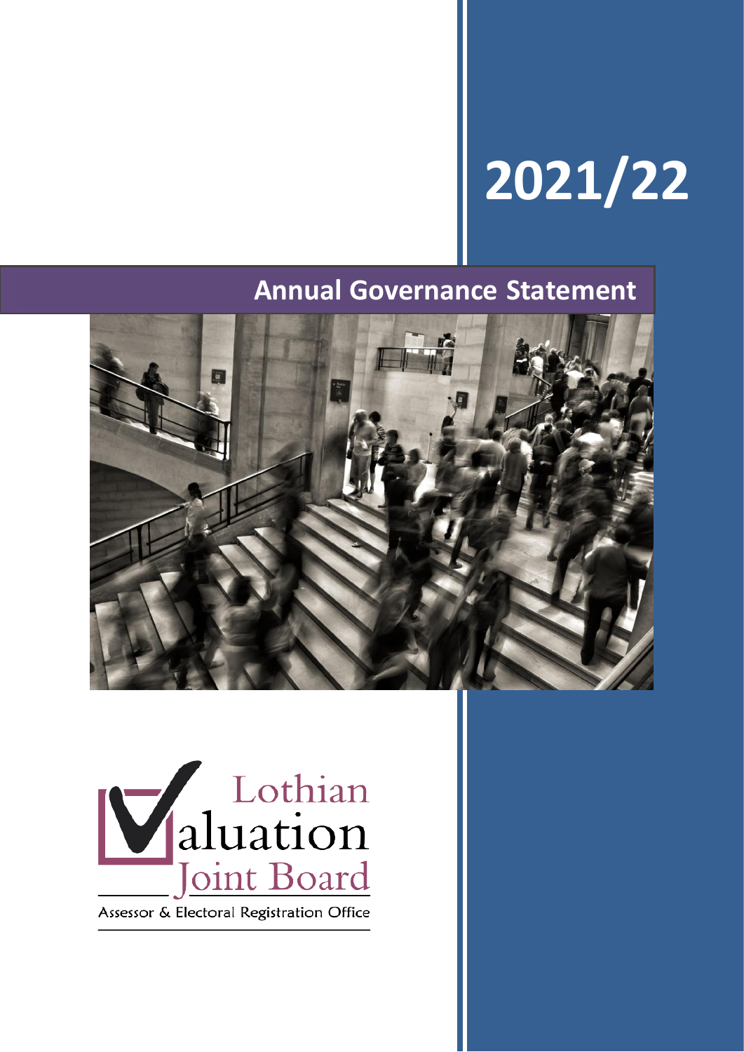# 2021/22

## Annual Governance Statement

Lothian Valuation Joint Board

Assessor & Electoral Registration Office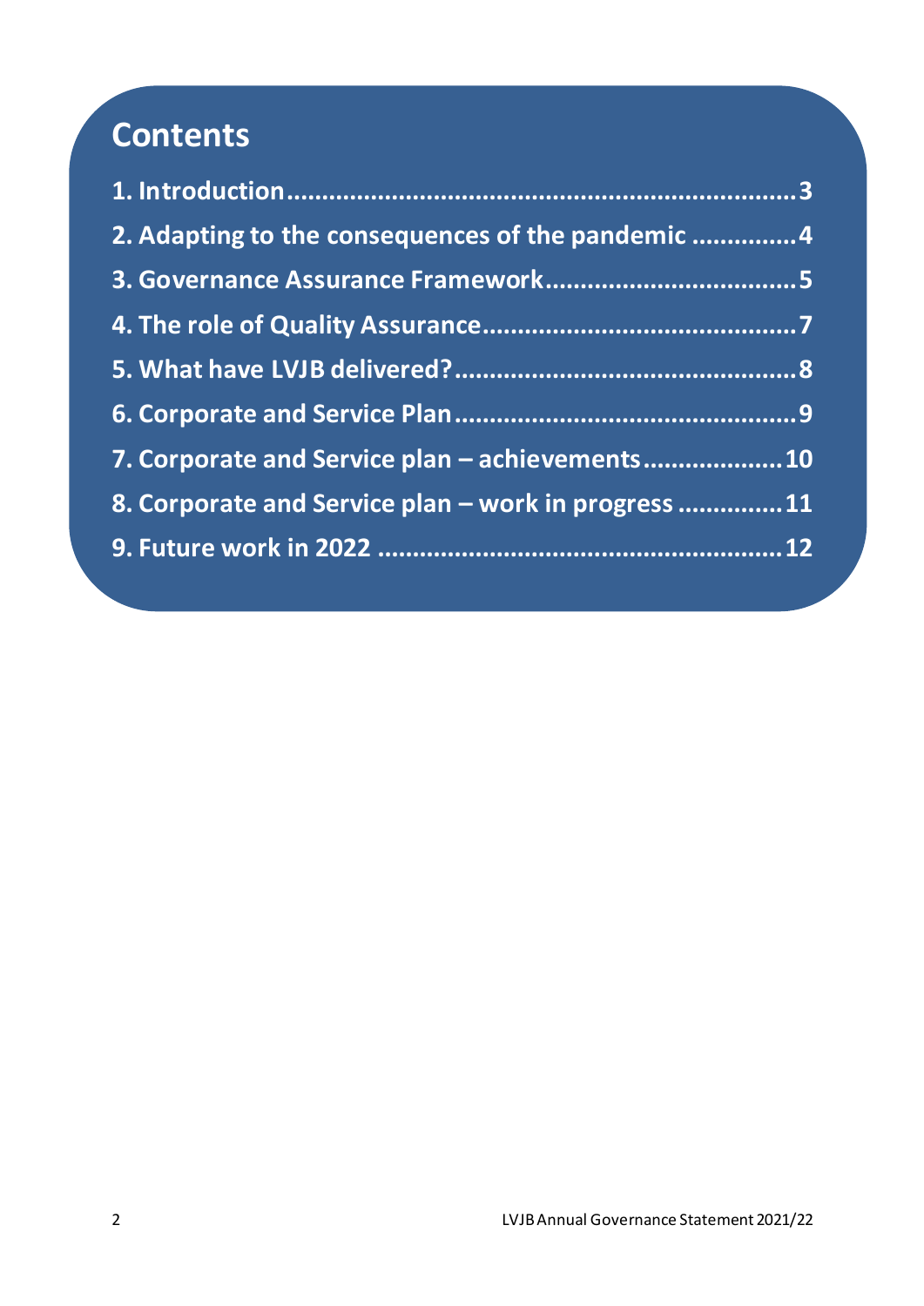# Contents

1. Introduction....................................................................3
2. Adapting to the consequences of the pandemic ..............4
3. Governance Assurance Framework..................................5
4. The role of Quality Assurance............................................7
5. What have LVJB delivered?................................................8
6. Corporate and Service Plan................................................9
7. Corporate and Service plan – achievements....................10
8. Corporate and Service plan – work in progress ..............11
9. Future work in 2022 ........................................................12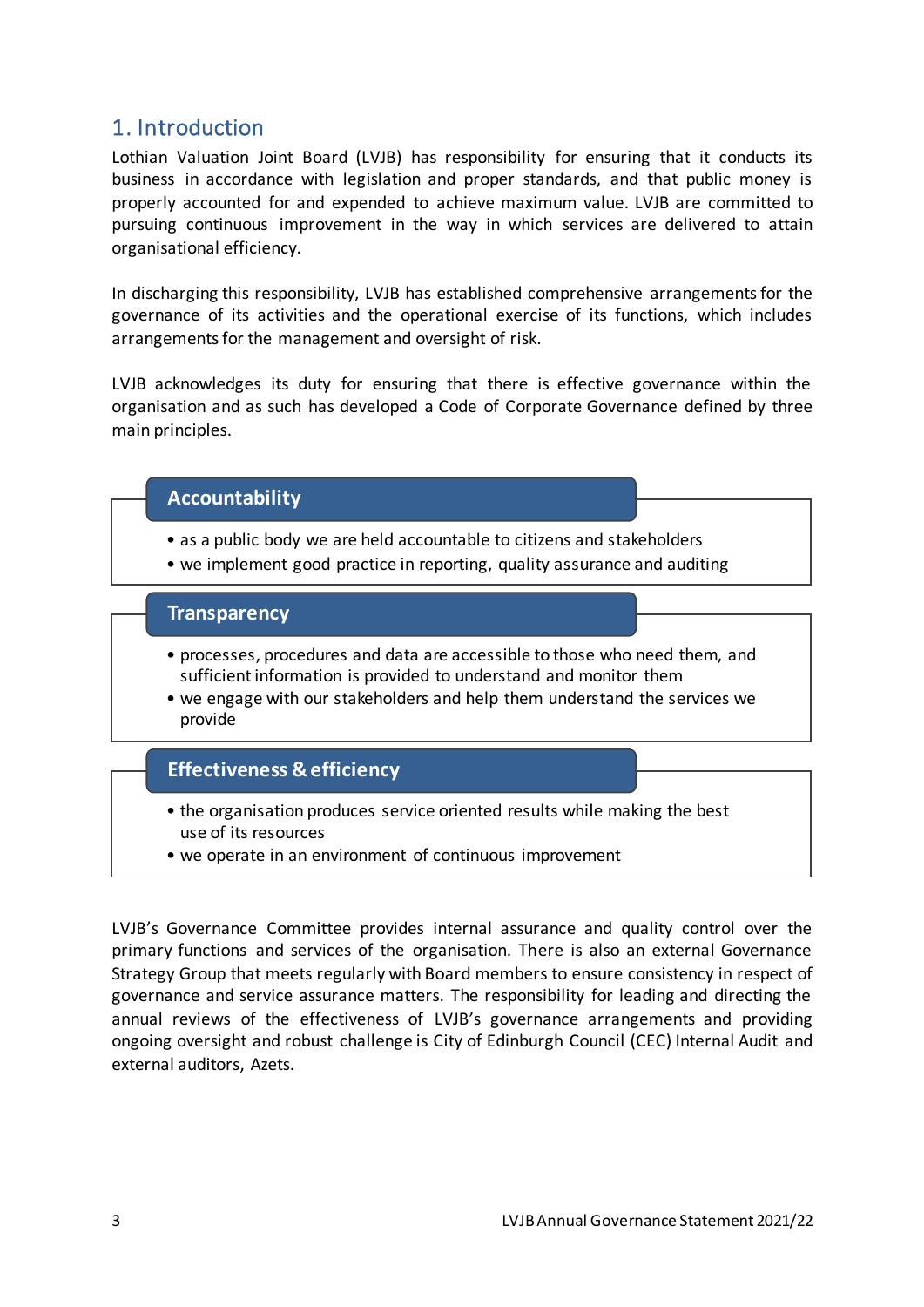# 1. Introduction

Lothian Valuation Joint Board (LVJB) has responsibility for ensuring that it conducts its business in accordance with legislation and proper standards, and that public money is properly accounted for and expended to achieve maximum value. LVJB are committed to pursuing continuous improvement in the way in which services are delivered to attain organisational efficiency.

In discharging this responsibility, LVJB has established comprehensive arrangements for the governance of its activities and the operational exercise of its functions, which includes arrangements for the management and oversight of risk.

LVJB acknowledges its duty for ensuring that there is effective governance within the organisation and as such has developed a Code of Corporate Governance defined by three main principles.

**Accountability**

- as a public body we are held accountable to citizens and stakeholders
- we implement good practice in reporting, quality assurance and auditing

**Transparency**

- processes, procedures and data are accessible to those who need them, and sufficient information is provided to understand and monitor them
- we engage with our stakeholders and help them understand the services we provide

**Effectiveness & efficiency**

- the organisation produces service oriented results while making the best use of its resources
- we operate in an environment of continuous improvement

LVJB's Governance Committee provides internal assurance and quality control over the primary functions and services of the organisation. There is also an external Governance Strategy Group that meets regularly with Board members to ensure consistency in respect of governance and service assurance matters. The responsibility for leading and directing the annual reviews of the effectiveness of LVJB's governance arrangements and providing ongoing oversight and robust challenge is City of Edinburgh Council (CEC) Internal Audit and external auditors, Azets.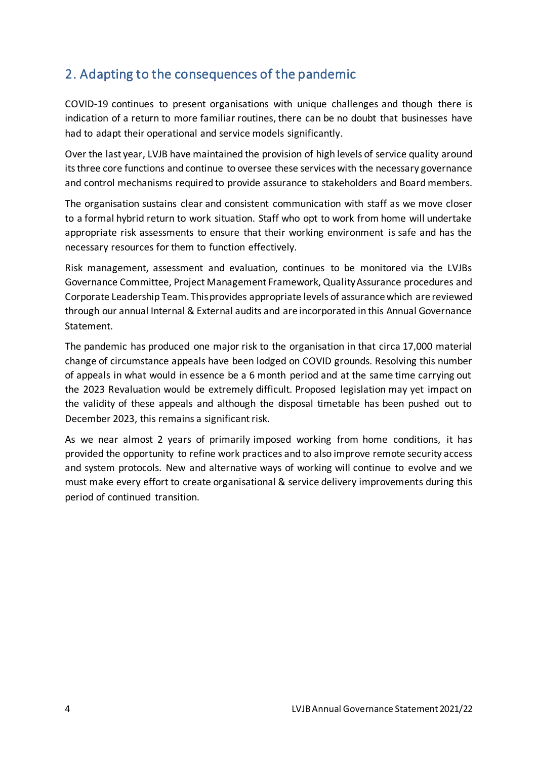## 2. Adapting to the consequences of the pandemic

COVID-19 continues to present organisations with unique challenges and though there is indication of a return to more familiar routines, there can be no doubt that businesses have had to adapt their operational and service models significantly.

Over the last year, LVJB have maintained the provision of high levels of service quality around its three core functions and continue to oversee these services with the necessary governance and control mechanisms required to provide assurance to stakeholders and Board members.

The organisation sustains clear and consistent communication with staff as we move closer to a formal hybrid return to work situation. Staff who opt to work from home will undertake appropriate risk assessments to ensure that their working environment is safe and has the necessary resources for them to function effectively.

Risk management, assessment and evaluation, continues to be monitored via the LVJBs Governance Committee, Project Management Framework, Quality Assurance procedures and Corporate Leadership Team. This provides appropriate levels of assurance which are reviewed through our annual Internal & External audits and are incorporated in this Annual Governance Statement.

The pandemic has produced one major risk to the organisation in that circa 17,000 material change of circumstance appeals have been lodged on COVID grounds. Resolving this number of appeals in what would in essence be a 6 month period and at the same time carrying out the 2023 Revaluation would be extremely difficult. Proposed legislation may yet impact on the validity of these appeals and although the disposal timetable has been pushed out to December 2023, this remains a significant risk.

As we near almost 2 years of primarily imposed working from home conditions, it has provided the opportunity to refine work practices and to also improve remote security access and system protocols. New and alternative ways of working will continue to evolve and we must make every effort to create organisational & service delivery improvements during this period of continued transition.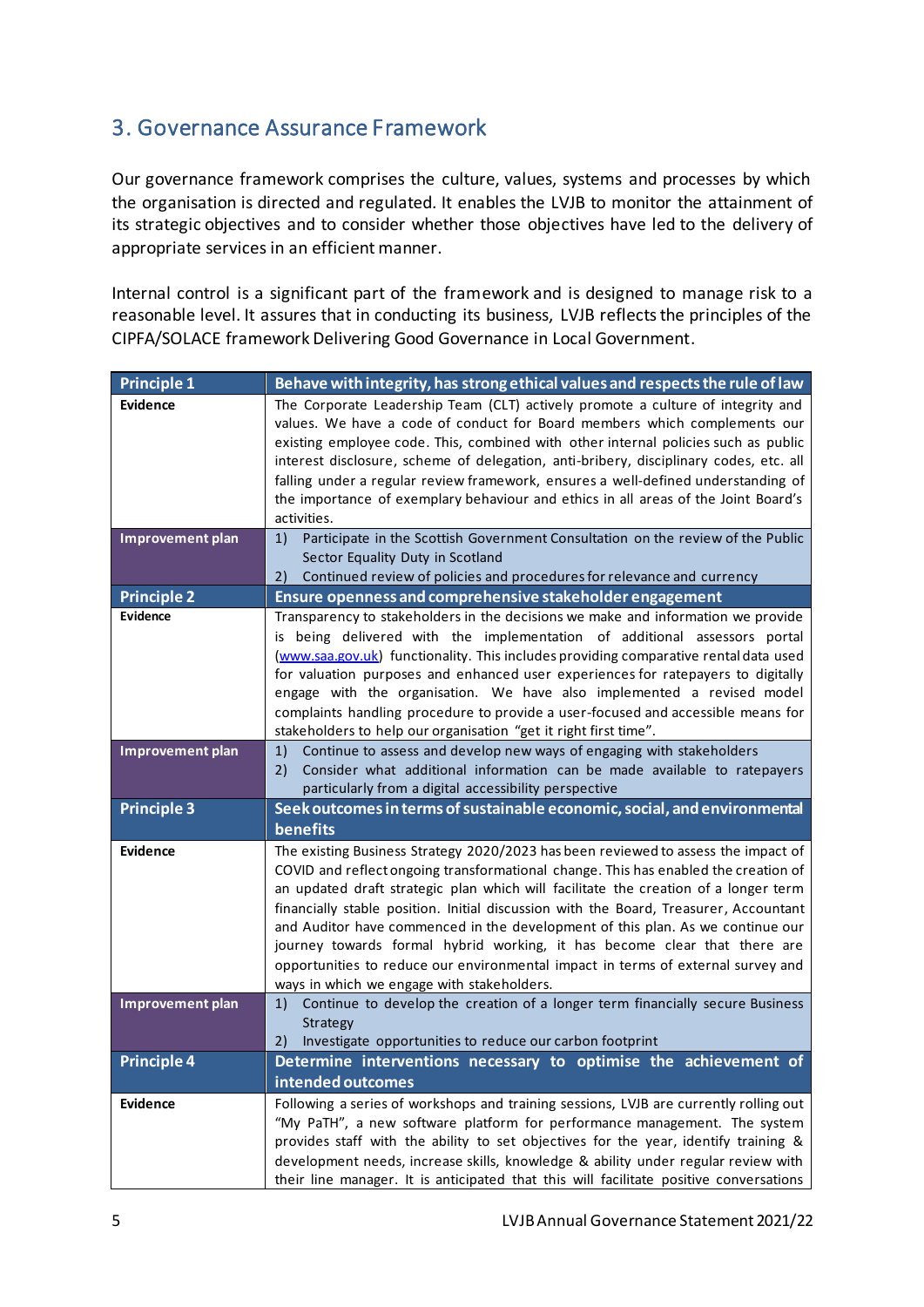## 3. Governance Assurance Framework

Our governance framework comprises the culture, values, systems and processes by which the organisation is directed and regulated. It enables the LVJB to monitor the attainment of its strategic objectives and to consider whether those objectives have led to the delivery of appropriate services in an efficient manner.

Internal control is a significant part of the framework and is designed to manage risk to a reasonable level. It assures that in conducting its business, LVJB reflects the principles of the CIPFA/SOLACE framework Delivering Good Governance in Local Government.

| **Principle 1** | **Behave with integrity, has strong ethical values and respects the rule of law** |
|---|---|
| **Evidence** | The Corporate Leadership Team (CLT) actively promote a culture of integrity and values. We have a code of conduct for Board members which complements our existing employee code. This, combined with other internal policies such as public interest disclosure, scheme of delegation, anti-bribery, disciplinary codes, etc. all falling under a regular review framework, ensures a well-defined understanding of the importance of exemplary behaviour and ethics in all areas of the Joint Board's activities. |
| **Improvement plan** | 1) Participate in the Scottish Government Consultation on the review of the Public Sector Equality Duty in Scotland<br>2) Continued review of policies and procedures for relevance and currency |
| **Principle 2** | **Ensure openness and comprehensive stakeholder engagement** |
| **Evidence** | Transparency to stakeholders in the decisions we make and information we provide is being delivered with the implementation of additional assessors portal (www.saa.gov.uk) functionality. This includes providing comparative rental data used for valuation purposes and enhanced user experiences for ratepayers to digitally engage with the organisation. We have also implemented a revised model complaints handling procedure to provide a user-focused and accessible means for stakeholders to help our organisation "get it right first time". |
| **Improvement plan** | 1) Continue to assess and develop new ways of engaging with stakeholders<br>2) Consider what additional information can be made available to ratepayers particularly from a digital accessibility perspective |
| **Principle 3** | **Seek outcomes in terms of sustainable economic, social, and environmental benefits** |
| **Evidence** | The existing Business Strategy 2020/2023 has been reviewed to assess the impact of COVID and reflect ongoing transformational change. This has enabled the creation of an updated draft strategic plan which will facilitate the creation of a longer term financially stable position. Initial discussion with the Board, Treasurer, Accountant and Auditor have commenced in the development of this plan. As we continue our journey towards formal hybrid working, it has become clear that there are opportunities to reduce our environmental impact in terms of external survey and ways in which we engage with stakeholders. |
| **Improvement plan** | 1) Continue to develop the creation of a longer term financially secure Business Strategy<br>2) Investigate opportunities to reduce our carbon footprint |
| **Principle 4** | **Determine interventions necessary to optimise the achievement of intended outcomes** |
| **Evidence** | Following a series of workshops and training sessions, LVJB are currently rolling out "My PaTH", a new software platform for performance management. The system provides staff with the ability to set objectives for the year, identify training & development needs, increase skills, knowledge & ability under regular review with their line manager. It is anticipated that this will facilitate positive conversations |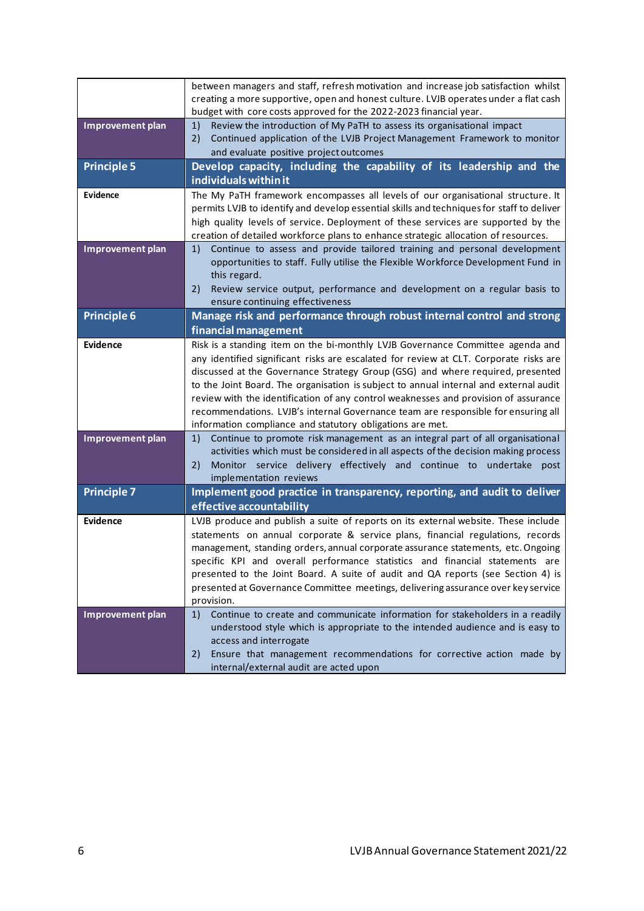| | |
|---|---|
| | between managers and staff, refresh motivation and increase job satisfaction whilst creating a more supportive, open and honest culture. LVJB operates under a flat cash budget with core costs approved for the 2022-2023 financial year. |
| **Improvement plan** | 1) Review the introduction of My PaTH to assess its organisational impact<br>2) Continued application of the LVJB Project Management Framework to monitor and evaluate positive project outcomes |
| **Principle 5** | **Develop capacity, including the capability of its leadership and the individuals within it** |
| **Evidence** | The My PaTH framework encompasses all levels of our organisational structure. It permits LVJB to identify and develop essential skills and techniques for staff to deliver high quality levels of service. Deployment of these services are supported by the creation of detailed workforce plans to enhance strategic allocation of resources. |
| **Improvement plan** | 1) Continue to assess and provide tailored training and personal development opportunities to staff. Fully utilise the Flexible Workforce Development Fund in this regard.<br>2) Review service output, performance and development on a regular basis to ensure continuing effectiveness |
| **Principle 6** | **Manage risk and performance through robust internal control and strong financial management** |
| **Evidence** | Risk is a standing item on the bi-monthly LVJB Governance Committee agenda and any identified significant risks are escalated for review at CLT. Corporate risks are discussed at the Governance Strategy Group (GSG) and where required, presented to the Joint Board. The organisation is subject to annual internal and external audit review with the identification of any control weaknesses and provision of assurance recommendations. LVJB's internal Governance team are responsible for ensuring all information compliance and statutory obligations are met. |
| **Improvement plan** | 1) Continue to promote risk management as an integral part of all organisational activities which must be considered in all aspects of the decision making process<br>2) Monitor service delivery effectively and continue to undertake post implementation reviews |
| **Principle 7** | **Implement good practice in transparency, reporting, and audit to deliver effective accountability** |
| **Evidence** | LVJB produce and publish a suite of reports on its external website. These include statements on annual corporate & service plans, financial regulations, records management, standing orders, annual corporate assurance statements, etc. Ongoing specific KPI and overall performance statistics and financial statements are presented to the Joint Board. A suite of audit and QA reports (see Section 4) is presented at Governance Committee meetings, delivering assurance over key service provision. |
| **Improvement plan** | 1) Continue to create and communicate information for stakeholders in a readily understood style which is appropriate to the intended audience and is easy to access and interrogate<br>2) Ensure that management recommendations for corrective action made by internal/external audit are acted upon |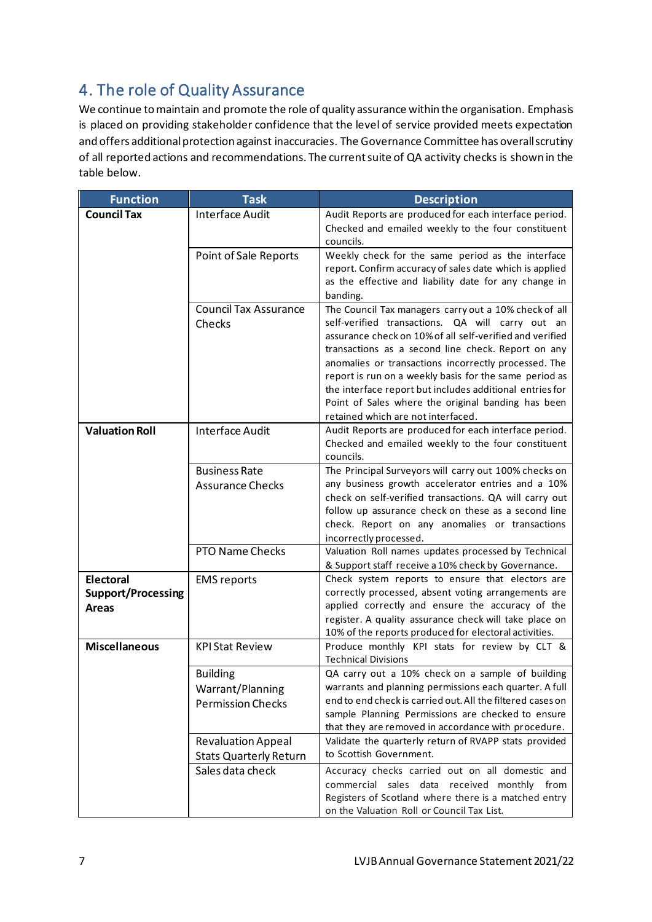## 4. The role of Quality Assurance

We continue to maintain and promote the role of quality assurance within the organisation. Emphasis is placed on providing stakeholder confidence that the level of service provided meets expectation and offers additional protection against inaccuracies. The Governance Committee has overall scrutiny of all reported actions and recommendations. The current suite of QA activity checks is shown in the table below.

| Function | Task | Description |
|---|---|---|
| **Council Tax** | Interface Audit | Audit Reports are produced for each interface period. Checked and emailed weekly to the four constituent councils. |
| | Point of Sale Reports | Weekly check for the same period as the interface report. Confirm accuracy of sales date which is applied as the effective and liability date for any change in banding. |
| | Council Tax Assurance Checks | The Council Tax managers carry out a 10% check of all self-verified transactions. QA will carry out an assurance check on 10% of all self-verified and verified transactions as a second line check. Report on any anomalies or transactions incorrectly processed. The report is run on a weekly basis for the same period as the interface report but includes additional entries for Point of Sales where the original banding has been retained which are not interfaced. |
| **Valuation Roll** | Interface Audit | Audit Reports are produced for each interface period. Checked and emailed weekly to the four constituent councils. |
| | Business Rate Assurance Checks | The Principal Surveyors will carry out 100% checks on any business growth accelerator entries and a 10% check on self-verified transactions. QA will carry out follow up assurance check on these as a second line check. Report on any anomalies or transactions incorrectly processed. |
| | PTO Name Checks | Valuation Roll names updates processed by Technical & Support staff receive a 10% check by Governance. |
| **Electoral Support/Processing Areas** | EMS reports | Check system reports to ensure that electors are correctly processed, absent voting arrangements are applied correctly and ensure the accuracy of the register. A quality assurance check will take place on 10% of the reports produced for electoral activities. |
| **Miscellaneous** | KPI Stat Review | Produce monthly KPI stats for review by CLT & Technical Divisions |
| | Building Warrant/Planning Permission Checks | QA carry out a 10% check on a sample of building warrants and planning permissions each quarter. A full end to end check is carried out. All the filtered cases on sample Planning Permissions are checked to ensure that they are removed in accordance with procedure. |
| | Revaluation Appeal Stats Quarterly Return | Validate the quarterly return of RVAPP stats provided to Scottish Government. |
| | Sales data check | Accuracy checks carried out on all domestic and commercial sales data received monthly from Registers of Scotland where there is a matched entry on the Valuation Roll or Council Tax List. |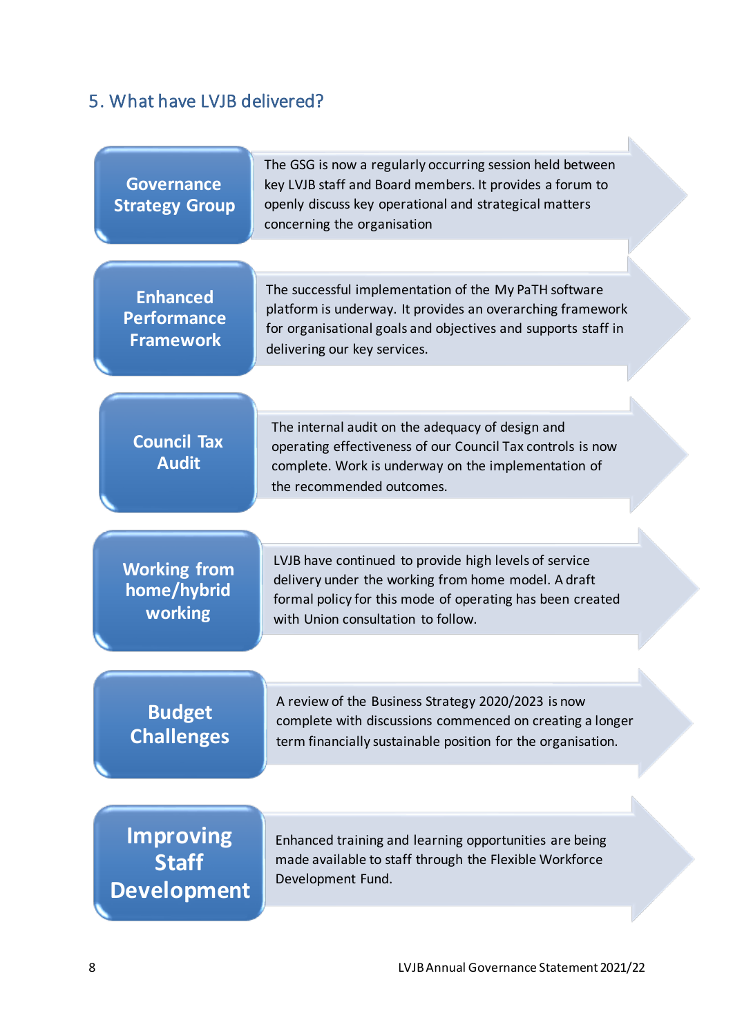## 5. What have LVJB delivered?

| | |
|---|---|
| **Governance Strategy Group** | The GSG is now a regularly occurring session held between key LVJB staff and Board members. It provides a forum to openly discuss key operational and strategical matters concerning the organisation |
| **Enhanced Performance Framework** | The successful implementation of the My PaTH software platform is underway. It provides an overarching framework for organisational goals and objectives and supports staff in delivering our key services. |
| **Council Tax Audit** | The internal audit on the adequacy of design and operating effectiveness of our Council Tax controls is now complete. Work is underway on the implementation of the recommended outcomes. |
| **Working from home/hybrid working** | LVJB have continued to provide high levels of service delivery under the working from home model. A draft formal policy for this mode of operating has been created with Union consultation to follow. |
| **Budget Challenges** | A review of the Business Strategy 2020/2023 is now complete with discussions commenced on creating a longer term financially sustainable position for the organisation. |
| **Improving Staff Development** | Enhanced training and learning opportunities are being made available to staff through the Flexible Workforce Development Fund. |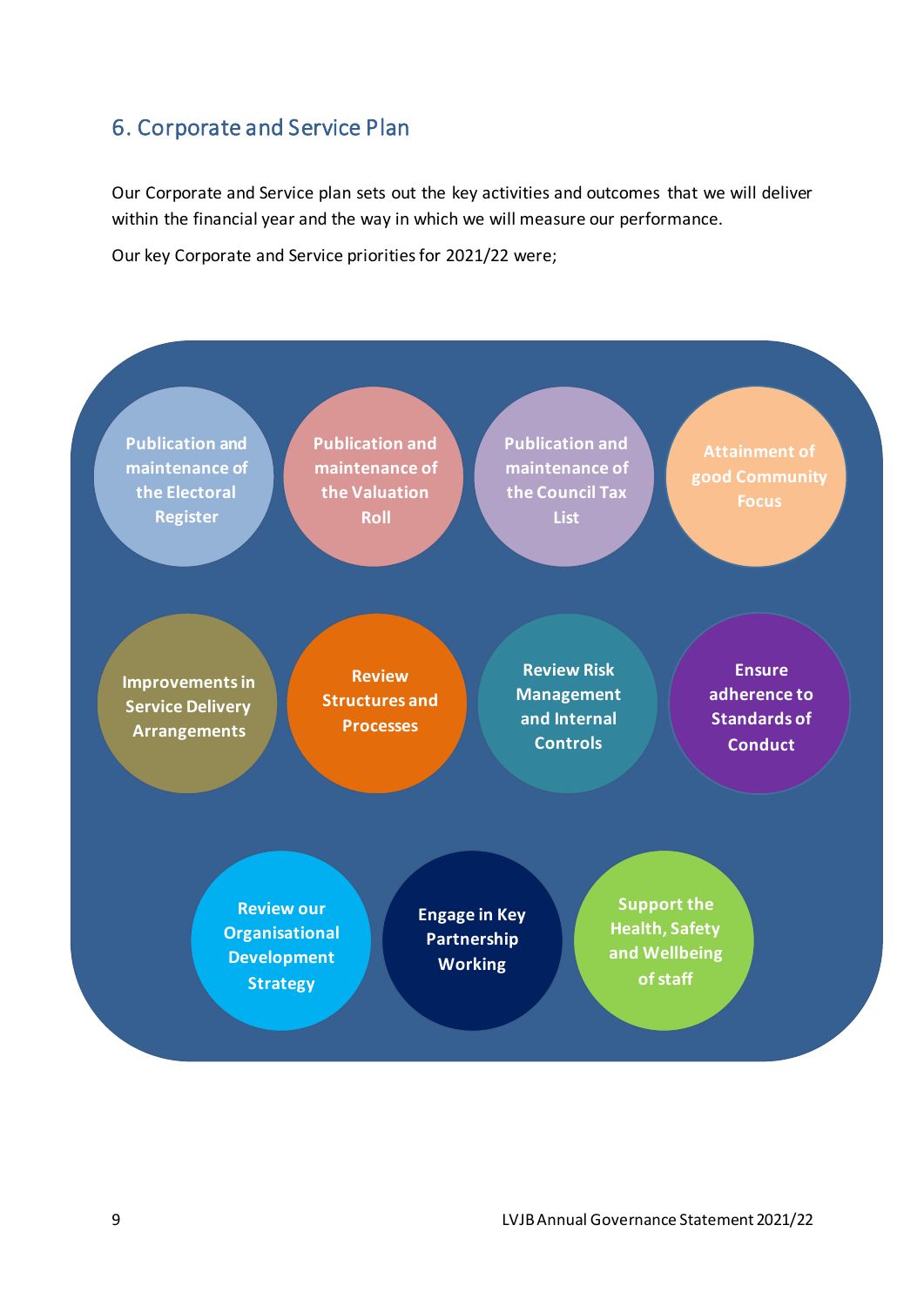## 6. Corporate and Service Plan

Our Corporate and Service plan sets out the key activities and outcomes that we will deliver within the financial year and the way in which we will measure our performance.

Our key Corporate and Service priorities for 2021/22 were;

- Publication and maintenance of the Electoral Register
- Publication and maintenance of the Valuation Roll
- Publication and maintenance of the Council Tax List
- Attainment of good Community Focus
- Improvements in Service Delivery Arrangements
- Review Structures and Processes
- Review Risk Management and Internal Controls
- Ensure adherence to Standards of Conduct
- Review our Organisational Development Strategy
- Engage in Key Partnership Working
- Support the Health, Safety and Wellbeing of staff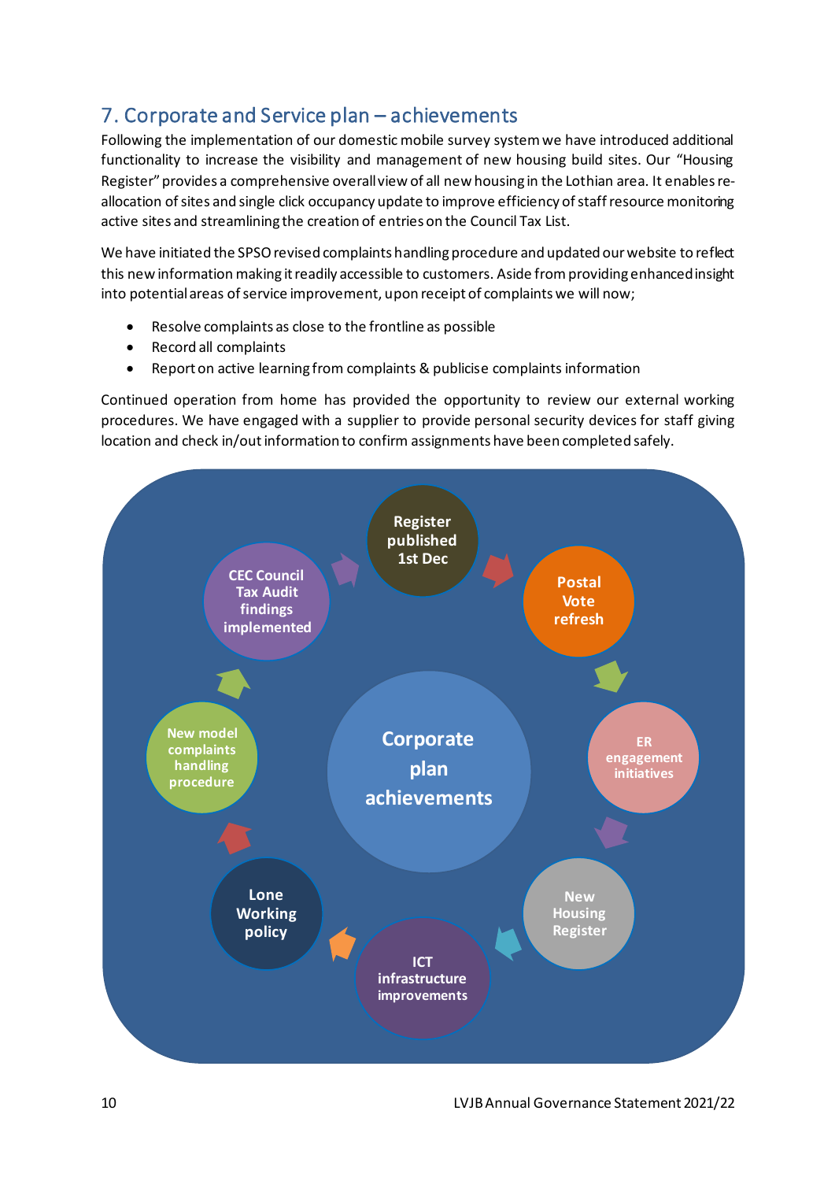## 7. Corporate and Service plan – achievements

Following the implementation of our domestic mobile survey system we have introduced additional functionality to increase the visibility and management of new housing build sites. Our "Housing Register" provides a comprehensive overall view of all new housing in the Lothian area. It enables re-allocation of sites and single click occupancy update to improve efficiency of staff resource monitoring active sites and streamlining the creation of entries on the Council Tax List.

We have initiated the SPSO revised complaints handling procedure and updated our website to reflect this new information making it readily accessible to customers. Aside from providing enhanced insight into potential areas of service improvement, upon receipt of complaints we will now;

- Resolve complaints as close to the frontline as possible
- Record all complaints
- Report on active learning from complaints & publicise complaints information

Continued operation from home has provided the opportunity to review our external working procedures. We have engaged with a supplier to provide personal security devices for staff giving location and check in/out information to confirm assignments have been completed safely.

**Corporate plan achievements**

- Register published 1st Dec
- Postal Vote refresh
- ER engagement initiatives
- New Housing Register
- ICT infrastructure improvements
- Lone Working policy
- New model complaints handling procedure
- CEC Council Tax Audit findings implemented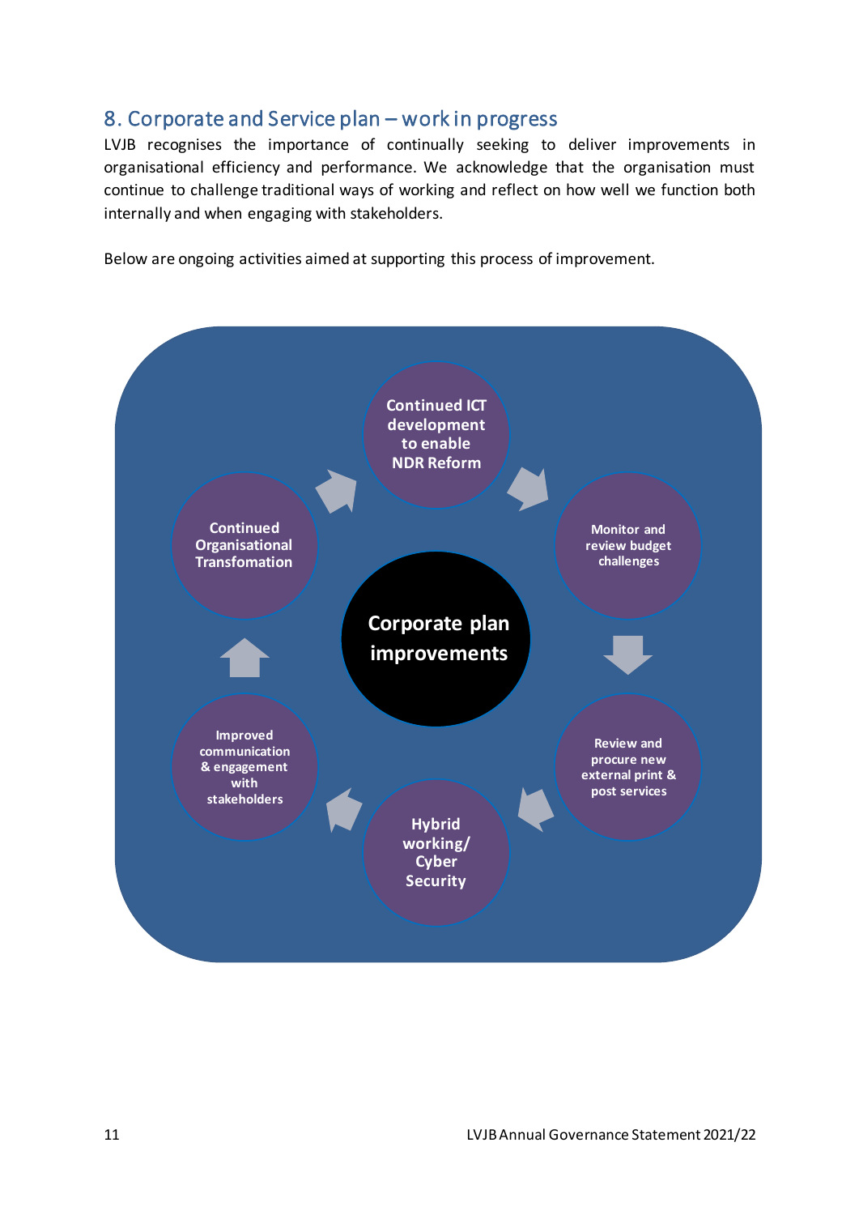## 8. Corporate and Service plan – work in progress

LVJB recognises the importance of continually seeking to deliver improvements in organisational efficiency and performance. We acknowledge that the organisation must continue to challenge traditional ways of working and reflect on how well we function both internally and when engaging with stakeholders.

Below are ongoing activities aimed at supporting this process of improvement.

**Corporate plan improvements**

- Continued ICT development to enable NDR Reform
- Monitor and review budget challenges
- Review and procure new external print & post services
- Hybrid working/ Cyber Security
- Improved communication & engagement with stakeholders
- Continued Organisational Transformation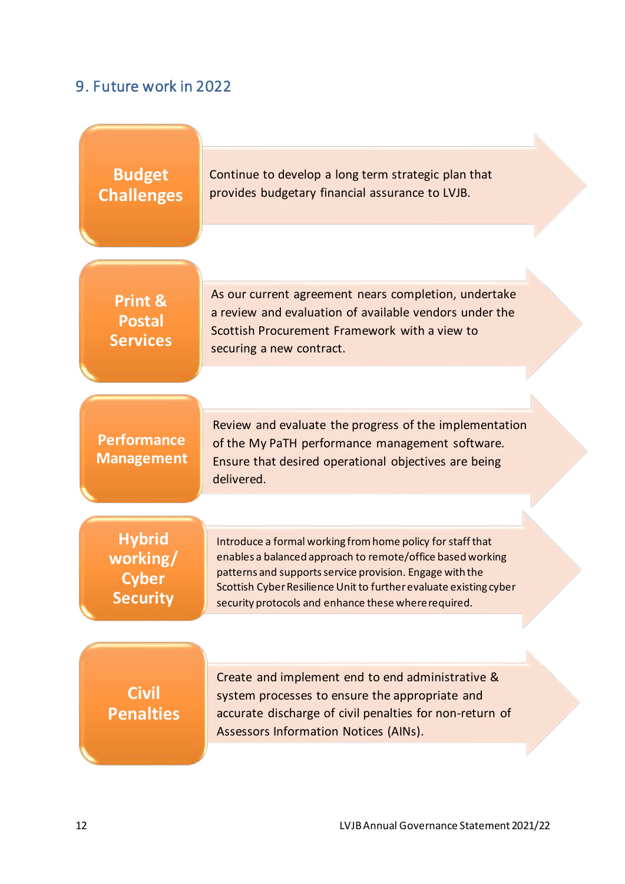## 9. Future work in 2022

**Budget Challenges**

Continue to develop a long term strategic plan that provides budgetary financial assurance to LVJB.

**Print & Postal Services**

As our current agreement nears completion, undertake a review and evaluation of available vendors under the Scottish Procurement Framework with a view to securing a new contract.

**Performance Management**

Review and evaluate the progress of the implementation of the My PaTH performance management software. Ensure that desired operational objectives are being delivered.

**Hybrid working/ Cyber Security**

Introduce a formal working from home policy for staff that enables a balanced approach to remote/office based working patterns and supports service provision. Engage with the Scottish Cyber Resilience Unit to further evaluate existing cyber security protocols and enhance these where required.

**Civil Penalties**

Create and implement end to end administrative & system processes to ensure the appropriate and accurate discharge of civil penalties for non-return of Assessors Information Notices (AINs).